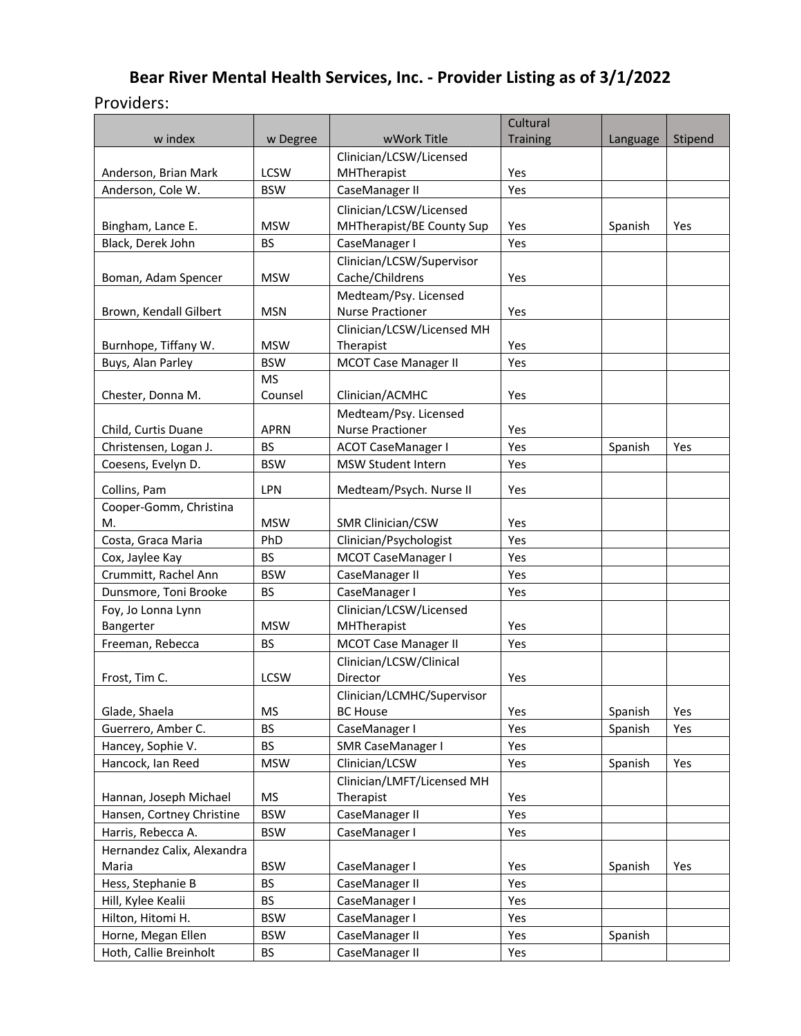# Bear River Mental Health Services, Inc. - Provider Listing as of 3/1/2022

Providers:

| w index | w Degree | wWork Title | Cultural Training | Language | Stipend |
|---|---|---|---|---|---|
| Anderson, Brian Mark | LCSW | Clinician/LCSW/Licensed MHTherapist | Yes | | |
| Anderson, Cole W. | BSW | CaseManager II | Yes | | |
| Bingham, Lance E. | MSW | Clinician/LCSW/Licensed MHTherapist/BE County Sup | Yes | Spanish | Yes |
| Black, Derek John | BS | CaseManager I | Yes | | |
| Boman, Adam Spencer | MSW | Clinician/LCSW/Supervisor Cache/Childrens | Yes | | |
| Brown, Kendall Gilbert | MSN | Medteam/Psy. Licensed Nurse Practioner | Yes | | |
| Burnhope, Tiffany W. | MSW | Clinician/LCSW/Licensed MH Therapist | Yes | | |
| Buys, Alan Parley | BSW | MCOT Case Manager II | Yes | | |
| Chester, Donna M. | MS Counsel | Clinician/ACMHC | Yes | | |
| Child, Curtis Duane | APRN | Medteam/Psy. Licensed Nurse Practioner | Yes | | |
| Christensen, Logan J. | BS | ACOT CaseManager I | Yes | Spanish | Yes |
| Coesens, Evelyn D. | BSW | MSW Student Intern | Yes | | |
| Collins, Pam | LPN | Medteam/Psych. Nurse II | Yes | | |
| Cooper-Gomm, Christina M. | MSW | SMR Clinician/CSW | Yes | | |
| Costa, Graca Maria | PhD | Clinician/Psychologist | Yes | | |
| Cox, Jaylee Kay | BS | MCOT CaseManager I | Yes | | |
| Crummitt, Rachel Ann | BSW | CaseManager II | Yes | | |
| Dunsmore, Toni Brooke | BS | CaseManager I | Yes | | |
| Foy, Jo Lonna Lynn Bangerter | MSW | Clinician/LCSW/Licensed MHTherapist | Yes | | |
| Freeman, Rebecca | BS | MCOT Case Manager II | Yes | | |
| Frost, Tim C. | LCSW | Clinician/LCSW/Clinical Director | Yes | | |
| Glade, Shaela | MS | Clinician/LCMHC/Supervisor BC House | Yes | Spanish | Yes |
| Guerrero, Amber C. | BS | CaseManager I | Yes | Spanish | Yes |
| Hancey, Sophie V. | BS | SMR CaseManager I | Yes | | |
| Hancock, Ian Reed | MSW | Clinician/LCSW | Yes | Spanish | Yes |
| Hannan, Joseph Michael | MS | Clinician/LMFT/Licensed MH Therapist | Yes | | |
| Hansen, Cortney Christine | BSW | CaseManager II | Yes | | |
| Harris, Rebecca A. | BSW | CaseManager I | Yes | | |
| Hernandez Calix, Alexandra Maria | BSW | CaseManager I | Yes | Spanish | Yes |
| Hess, Stephanie B | BS | CaseManager II | Yes | | |
| Hill, Kylee Kealii | BS | CaseManager I | Yes | | |
| Hilton, Hitomi H. | BSW | CaseManager I | Yes | | |
| Horne, Megan Ellen | BSW | CaseManager II | Yes | Spanish | |
| Hoth, Callie Breinholt | BS | CaseManager II | Yes | | |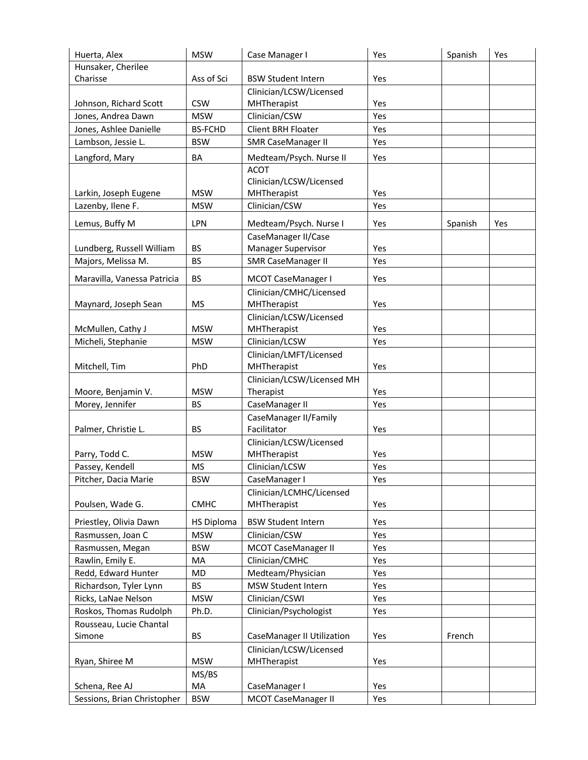| Huerta, Alex | MSW | Case Manager I | Yes | Spanish | Yes |
|---|---|---|---|---|---|
| Hunsaker, Cherilee Charisse | Ass of Sci | BSW Student Intern | Yes | | |
| Johnson, Richard Scott | CSW | Clinician/LCSW/Licensed MHTherapist | Yes | | |
| Jones, Andrea Dawn | MSW | Clinician/CSW | Yes | | |
| Jones, Ashlee Danielle | BS-FCHD | Client BRH Floater | Yes | | |
| Lambson, Jessie L. | BSW | SMR CaseManager II | Yes | | |
| Langford, Mary | BA | Medteam/Psych. Nurse II | Yes | | |
| Larkin, Joseph Eugene | MSW | ACOT Clinician/LCSW/Licensed MHTherapist | Yes | | |
| Lazenby, Ilene F. | MSW | Clinician/CSW | Yes | | |
| Lemus, Buffy M | LPN | Medteam/Psych. Nurse I | Yes | Spanish | Yes |
| Lundberg, Russell William | BS | CaseManager II/Case Manager Supervisor | Yes | | |
| Majors, Melissa M. | BS | SMR CaseManager II | Yes | | |
| Maravilla, Vanessa Patricia | BS | MCOT CaseManager I | Yes | | |
| Maynard, Joseph Sean | MS | Clinician/CMHC/Licensed MHTherapist | Yes | | |
| McMullen, Cathy J | MSW | Clinician/LCSW/Licensed MHTherapist | Yes | | |
| Micheli, Stephanie | MSW | Clinician/LCSW | Yes | | |
| Mitchell, Tim | PhD | Clinician/LMFT/Licensed MHTherapist | Yes | | |
| Moore, Benjamin V. | MSW | Clinician/LCSW/Licensed MH Therapist | Yes | | |
| Morey, Jennifer | BS | CaseManager II | Yes | | |
| Palmer, Christie L. | BS | CaseManager II/Family Facilitator | Yes | | |
| Parry, Todd C. | MSW | Clinician/LCSW/Licensed MHTherapist | Yes | | |
| Passey, Kendell | MS | Clinician/LCSW | Yes | | |
| Pitcher, Dacia Marie | BSW | CaseManager I | Yes | | |
| Poulsen, Wade G. | CMHC | Clinician/LCMHC/Licensed MHTherapist | Yes | | |
| Priestley, Olivia Dawn | HS Diploma | BSW Student Intern | Yes | | |
| Rasmussen, Joan C | MSW | Clinician/CSW | Yes | | |
| Rasmussen, Megan | BSW | MCOT CaseManager II | Yes | | |
| Rawlin, Emily E. | MA | Clinician/CMHC | Yes | | |
| Redd, Edward Hunter | MD | Medteam/Physician | Yes | | |
| Richardson, Tyler Lynn | BS | MSW Student Intern | Yes | | |
| Ricks, LaNae Nelson | MSW | Clinician/CSWI | Yes | | |
| Roskos, Thomas Rudolph | Ph.D. | Clinician/Psychologist | Yes | | |
| Rousseau, Lucie Chantal Simone | BS | CaseManager II Utilization | Yes | French | |
| Ryan, Shiree M | MSW | Clinician/LCSW/Licensed MHTherapist | Yes | | |
| Schena, Ree AJ | MS/BS MA | CaseManager I | Yes | | |
| Sessions, Brian Christopher | BSW | MCOT CaseManager II | Yes | | |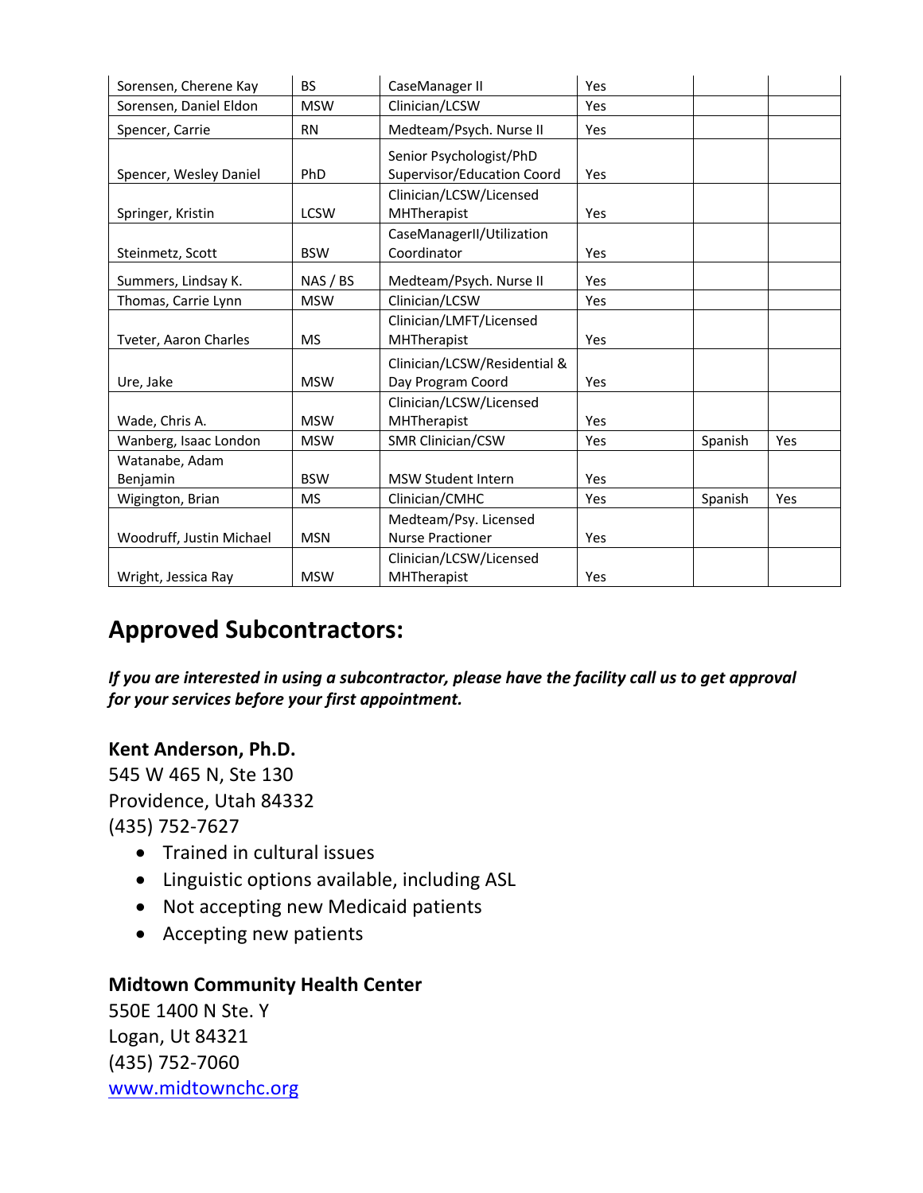| Sorensen, Cherene Kay | BS | CaseManager II | Yes | | |
|---|---|---|---|---|---|
| Sorensen, Daniel Eldon | MSW | Clinician/LCSW | Yes | | |
| Spencer, Carrie | RN | Medteam/Psych. Nurse II | Yes | | |
| Spencer, Wesley Daniel | PhD | Senior Psychologist/PhD Supervisor/Education Coord | Yes | | |
| Springer, Kristin | LCSW | Clinician/LCSW/Licensed MHTherapist | Yes | | |
| Steinmetz, Scott | BSW | CaseManagerII/Utilization Coordinator | Yes | | |
| Summers, Lindsay K. | NAS / BS | Medteam/Psych. Nurse II | Yes | | |
| Thomas, Carrie Lynn | MSW | Clinician/LCSW | Yes | | |
| Tveter, Aaron Charles | MS | Clinician/LMFT/Licensed MHTherapist | Yes | | |
| Ure, Jake | MSW | Clinician/LCSW/Residential & Day Program Coord | Yes | | |
| Wade, Chris A. | MSW | Clinician/LCSW/Licensed MHTherapist | Yes | | |
| Wanberg, Isaac London | MSW | SMR Clinician/CSW | Yes | Spanish | Yes |
| Watanabe, Adam Benjamin | BSW | MSW Student Intern | Yes | | |
| Wigington, Brian | MS | Clinician/CMHC | Yes | Spanish | Yes |
| Woodruff, Justin Michael | MSN | Medteam/Psy. Licensed Nurse Practioner | Yes | | |
| Wright, Jessica Ray | MSW | Clinician/LCSW/Licensed MHTherapist | Yes | | |

## Approved Subcontractors:

***If you are interested in using a subcontractor, please have the facility call us to get approval for your services before your first appointment.***

### Kent Anderson, Ph.D.

545 W 465 N, Ste 130
Providence, Utah 84332
(435) 752-7627

- Trained in cultural issues
- Linguistic options available, including ASL
- Not accepting new Medicaid patients
- Accepting new patients

### Midtown Community Health Center

550E 1400 N Ste. Y
Logan, Ut 84321
(435) 752-7060
[www.midtownchc.org](http://www.midtownchc.org)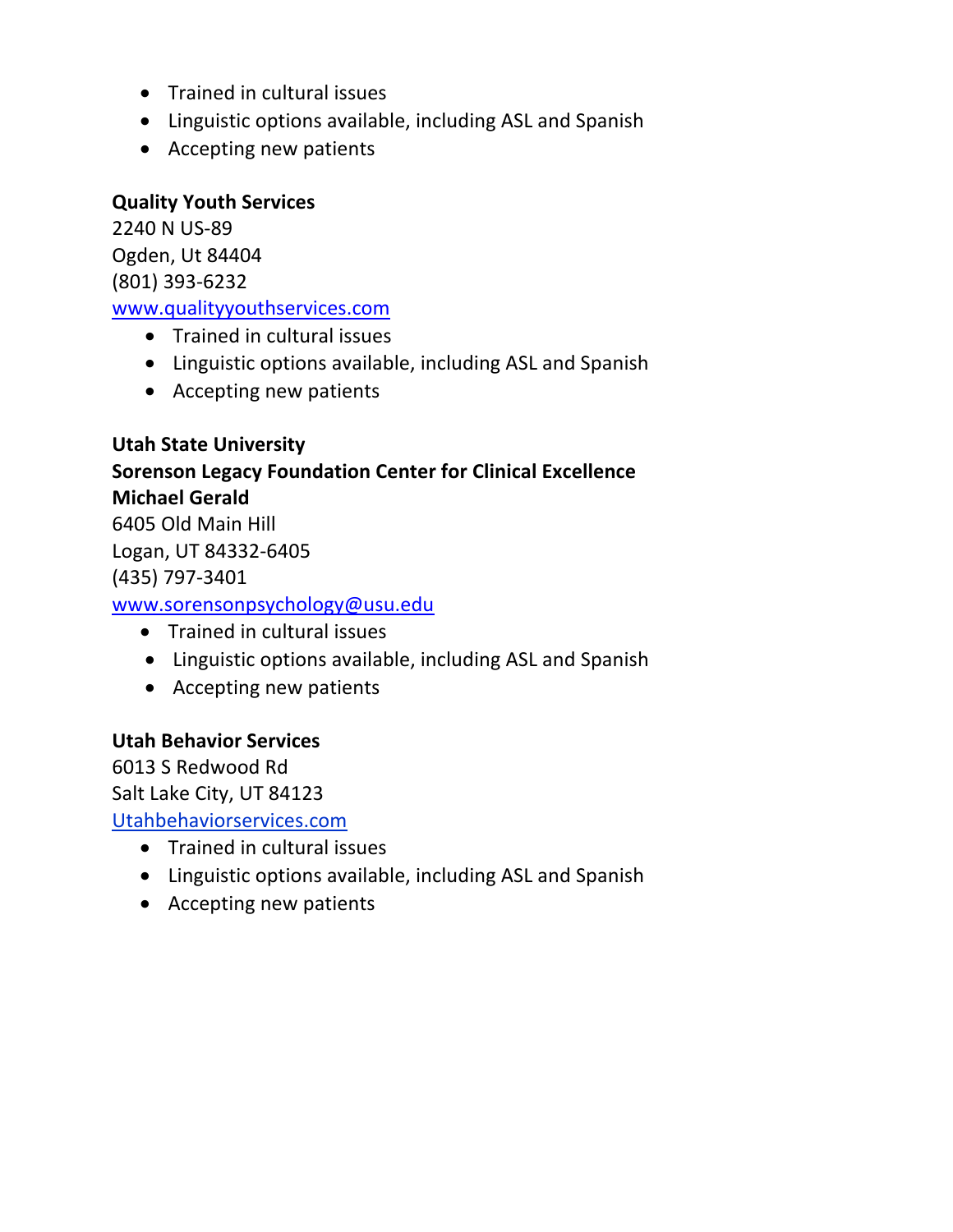- Trained in cultural issues
- Linguistic options available, including ASL and Spanish
- Accepting new patients

**Quality Youth Services**
2240 N US-89
Ogden, Ut 84404
(801) 393-6232
www.qualityyouthservices.com

- Trained in cultural issues
- Linguistic options available, including ASL and Spanish
- Accepting new patients

**Utah State University**
**Sorenson Legacy Foundation Center for Clinical Excellence**
**Michael Gerald**
6405 Old Main Hill
Logan, UT 84332-6405
(435) 797-3401
www.sorensonpsychology@usu.edu

- Trained in cultural issues
- Linguistic options available, including ASL and Spanish
- Accepting new patients

**Utah Behavior Services**
6013 S Redwood Rd
Salt Lake City, UT 84123
Utahbehaviorservices.com

- Trained in cultural issues
- Linguistic options available, including ASL and Spanish
- Accepting new patients